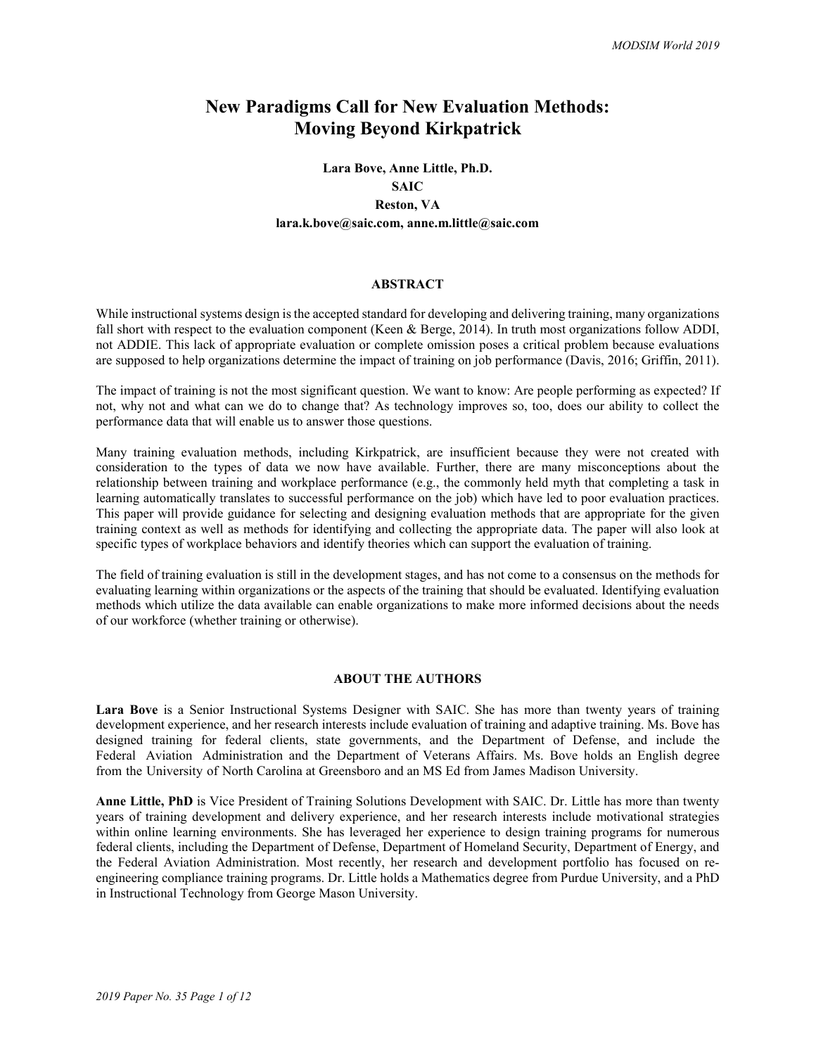# New Paradigms Call for New Evaluation Methods: Moving Beyond Kirkpatrick

**Lara Bove, Anne Little, Ph.D.**
**SAIC**
**Reston, VA**
**lara.k.bove@saic.com, anne.m.little@saic.com**

## ABSTRACT

While instructional systems design is the accepted standard for developing and delivering training, many organizations fall short with respect to the evaluation component (Keen & Berge, 2014). In truth most organizations follow ADDI, not ADDIE. This lack of appropriate evaluation or complete omission poses a critical problem because evaluations are supposed to help organizations determine the impact of training on job performance (Davis, 2016; Griffin, 2011).

The impact of training is not the most significant question. We want to know: Are people performing as expected? If not, why not and what can we do to change that? As technology improves so, too, does our ability to collect the performance data that will enable us to answer those questions.

Many training evaluation methods, including Kirkpatrick, are insufficient because they were not created with consideration to the types of data we now have available. Further, there are many misconceptions about the relationship between training and workplace performance (e.g., the commonly held myth that completing a task in learning automatically translates to successful performance on the job) which have led to poor evaluation practices. This paper will provide guidance for selecting and designing evaluation methods that are appropriate for the given training context as well as methods for identifying and collecting the appropriate data. The paper will also look at specific types of workplace behaviors and identify theories which can support the evaluation of training.

The field of training evaluation is still in the development stages, and has not come to a consensus on the methods for evaluating learning within organizations or the aspects of the training that should be evaluated. Identifying evaluation methods which utilize the data available can enable organizations to make more informed decisions about the needs of our workforce (whether training or otherwise).

## ABOUT THE AUTHORS

**Lara Bove** is a Senior Instructional Systems Designer with SAIC. She has more than twenty years of training development experience, and her research interests include evaluation of training and adaptive training. Ms. Bove has designed training for federal clients, state governments, and the Department of Defense, and include the Federal Aviation Administration and the Department of Veterans Affairs. Ms. Bove holds an English degree from the University of North Carolina at Greensboro and an MS Ed from James Madison University.

**Anne Little, PhD** is Vice President of Training Solutions Development with SAIC. Dr. Little has more than twenty years of training development and delivery experience, and her research interests include motivational strategies within online learning environments. She has leveraged her experience to design training programs for numerous federal clients, including the Department of Defense, Department of Homeland Security, Department of Energy, and the Federal Aviation Administration. Most recently, her research and development portfolio has focused on re-engineering compliance training programs. Dr. Little holds a Mathematics degree from Purdue University, and a PhD in Instructional Technology from George Mason University.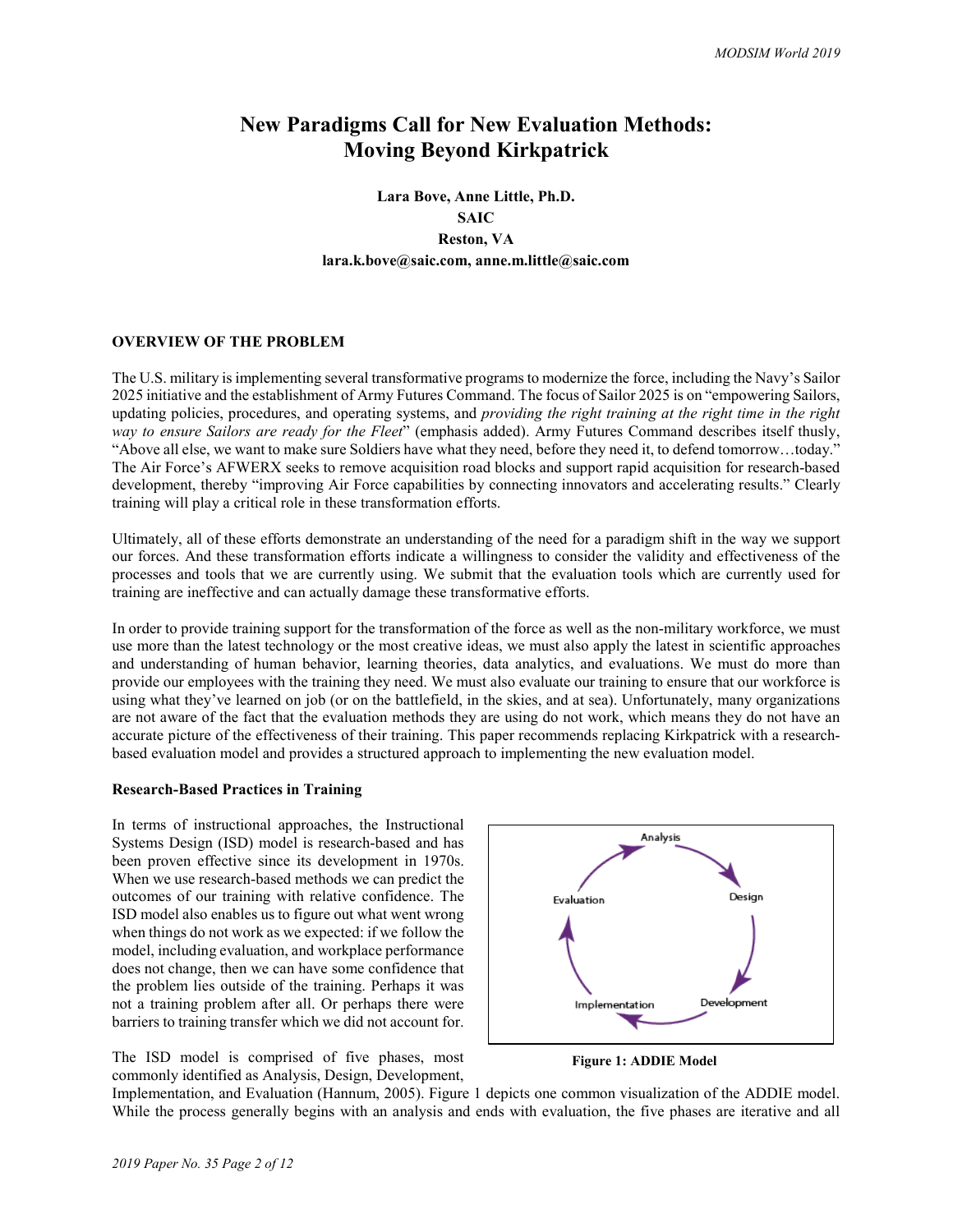# New Paradigms Call for New Evaluation Methods: Moving Beyond Kirkpatrick

**Lara Bove, Anne Little, Ph.D.**
**SAIC**
**Reston, VA**
**lara.k.bove@saic.com, anne.m.little@saic.com**

## OVERVIEW OF THE PROBLEM

The U.S. military is implementing several transformative programs to modernize the force, including the Navy's Sailor 2025 initiative and the establishment of Army Futures Command. The focus of Sailor 2025 is on "empowering Sailors, updating policies, procedures, and operating systems, and *providing the right training at the right time in the right way to ensure Sailors are ready for the Fleet*" (emphasis added). Army Futures Command describes itself thusly, "Above all else, we want to make sure Soldiers have what they need, before they need it, to defend tomorrow…today." The Air Force's AFWERX seeks to remove acquisition road blocks and support rapid acquisition for research-based development, thereby "improving Air Force capabilities by connecting innovators and accelerating results." Clearly training will play a critical role in these transformation efforts.

Ultimately, all of these efforts demonstrate an understanding of the need for a paradigm shift in the way we support our forces. And these transformation efforts indicate a willingness to consider the validity and effectiveness of the processes and tools that we are currently using. We submit that the evaluation tools which are currently used for training are ineffective and can actually damage these transformative efforts.

In order to provide training support for the transformation of the force as well as the non-military workforce, we must use more than the latest technology or the most creative ideas, we must also apply the latest in scientific approaches and understanding of human behavior, learning theories, data analytics, and evaluations. We must do more than provide our employees with the training they need. We must also evaluate our training to ensure that our workforce is using what they've learned on job (or on the battlefield, in the skies, and at sea). Unfortunately, many organizations are not aware of the fact that the evaluation methods they are using do not work, which means they do not have an accurate picture of the effectiveness of their training. This paper recommends replacing Kirkpatrick with a research-based evaluation model and provides a structured approach to implementing the new evaluation model.

### Research-Based Practices in Training

In terms of instructional approaches, the Instructional Systems Design (ISD) model is research-based and has been proven effective since its development in 1970s. When we use research-based methods we can predict the outcomes of our training with relative confidence. The ISD model also enables us to figure out what went wrong when things do not work as we expected: if we follow the model, including evaluation, and workplace performance does not change, then we can have some confidence that the problem lies outside of the training. Perhaps it was not a training problem after all. Or perhaps there were barriers to training transfer which we did not account for.

Analysis → Design → Development → Implementation → Evaluation

**Figure 1: ADDIE Model**

The ISD model is comprised of five phases, most commonly identified as Analysis, Design, Development, Implementation, and Evaluation (Hannum, 2005). Figure 1 depicts one common visualization of the ADDIE model. While the process generally begins with an analysis and ends with evaluation, the five phases are iterative and all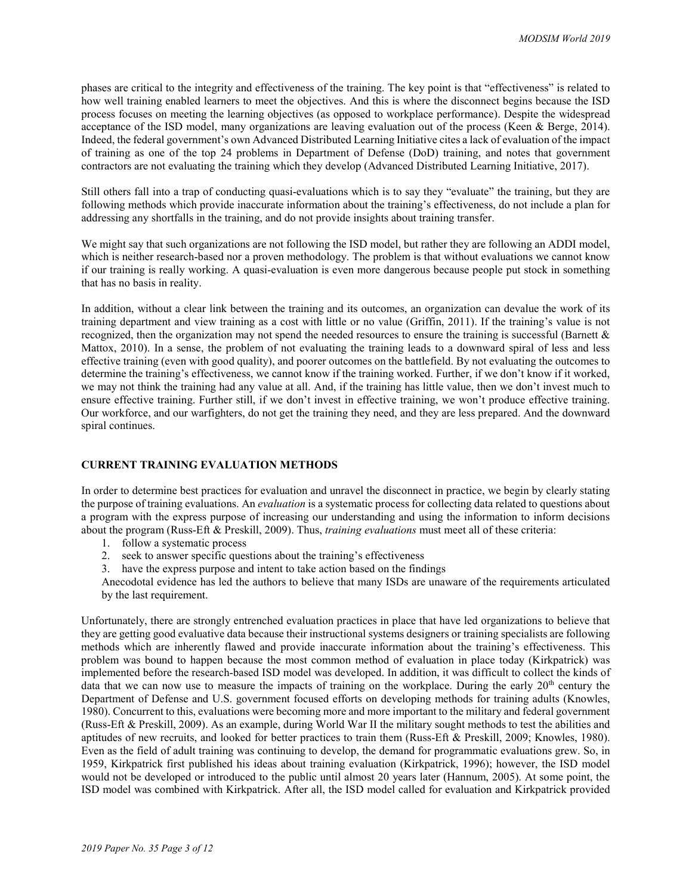phases are critical to the integrity and effectiveness of the training. The key point is that "effectiveness" is related to how well training enabled learners to meet the objectives. And this is where the disconnect begins because the ISD process focuses on meeting the learning objectives (as opposed to workplace performance). Despite the widespread acceptance of the ISD model, many organizations are leaving evaluation out of the process (Keen & Berge, 2014). Indeed, the federal government's own Advanced Distributed Learning Initiative cites a lack of evaluation of the impact of training as one of the top 24 problems in Department of Defense (DoD) training, and notes that government contractors are not evaluating the training which they develop (Advanced Distributed Learning Initiative, 2017).

Still others fall into a trap of conducting quasi-evaluations which is to say they "evaluate" the training, but they are following methods which provide inaccurate information about the training's effectiveness, do not include a plan for addressing any shortfalls in the training, and do not provide insights about training transfer.

We might say that such organizations are not following the ISD model, but rather they are following an ADDI model, which is neither research-based nor a proven methodology. The problem is that without evaluations we cannot know if our training is really working. A quasi-evaluation is even more dangerous because people put stock in something that has no basis in reality.

In addition, without a clear link between the training and its outcomes, an organization can devalue the work of its training department and view training as a cost with little or no value (Griffin, 2011). If the training's value is not recognized, then the organization may not spend the needed resources to ensure the training is successful (Barnett & Mattox, 2010). In a sense, the problem of not evaluating the training leads to a downward spiral of less and less effective training (even with good quality), and poorer outcomes on the battlefield. By not evaluating the outcomes to determine the training's effectiveness, we cannot know if the training worked. Further, if we don't know if it worked, we may not think the training had any value at all. And, if the training has little value, then we don't invest much to ensure effective training. Further still, if we don't invest in effective training, we won't produce effective training. Our workforce, and our warfighters, do not get the training they need, and they are less prepared. And the downward spiral continues.

## CURRENT TRAINING EVALUATION METHODS

In order to determine best practices for evaluation and unravel the disconnect in practice, we begin by clearly stating the purpose of training evaluations. An *evaluation* is a systematic process for collecting data related to questions about a program with the express purpose of increasing our understanding and using the information to inform decisions about the program (Russ-Eft & Preskill, 2009). Thus, *training evaluations* must meet all of these criteria:

1. follow a systematic process
2. seek to answer specific questions about the training's effectiveness
3. have the express purpose and intent to take action based on the findings

Anecodotal evidence has led the authors to believe that many ISDs are unaware of the requirements articulated by the last requirement.

Unfortunately, there are strongly entrenched evaluation practices in place that have led organizations to believe that they are getting good evaluative data because their instructional systems designers or training specialists are following methods which are inherently flawed and provide inaccurate information about the training's effectiveness. This problem was bound to happen because the most common method of evaluation in place today (Kirkpatrick) was implemented before the research-based ISD model was developed. In addition, it was difficult to collect the kinds of data that we can now use to measure the impacts of training on the workplace. During the early 20th century the Department of Defense and U.S. government focused efforts on developing methods for training adults (Knowles, 1980). Concurrent to this, evaluations were becoming more and more important to the military and federal government (Russ-Eft & Preskill, 2009). As an example, during World War II the military sought methods to test the abilities and aptitudes of new recruits, and looked for better practices to train them (Russ-Eft & Preskill, 2009; Knowles, 1980). Even as the field of adult training was continuing to develop, the demand for programmatic evaluations grew. So, in 1959, Kirkpatrick first published his ideas about training evaluation (Kirkpatrick, 1996); however, the ISD model would not be developed or introduced to the public until almost 20 years later (Hannum, 2005). At some point, the ISD model was combined with Kirkpatrick. After all, the ISD model called for evaluation and Kirkpatrick provided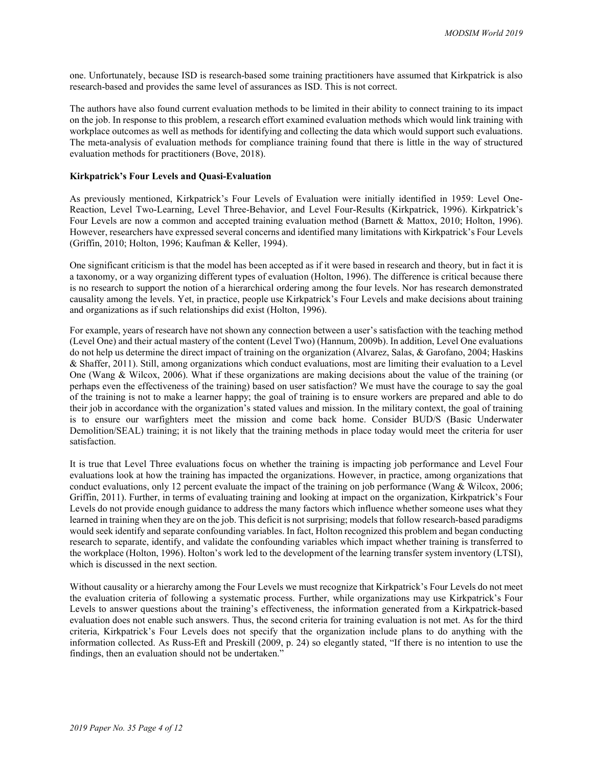one. Unfortunately, because ISD is research-based some training practitioners have assumed that Kirkpatrick is also research-based and provides the same level of assurances as ISD. This is not correct.

The authors have also found current evaluation methods to be limited in their ability to connect training to its impact on the job. In response to this problem, a research effort examined evaluation methods which would link training with workplace outcomes as well as methods for identifying and collecting the data which would support such evaluations. The meta-analysis of evaluation methods for compliance training found that there is little in the way of structured evaluation methods for practitioners (Bove, 2018).

**Kirkpatrick's Four Levels and Quasi-Evaluation**

As previously mentioned, Kirkpatrick's Four Levels of Evaluation were initially identified in 1959: Level One-Reaction, Level Two-Learning, Level Three-Behavior, and Level Four-Results (Kirkpatrick, 1996). Kirkpatrick's Four Levels are now a common and accepted training evaluation method (Barnett & Mattox, 2010; Holton, 1996). However, researchers have expressed several concerns and identified many limitations with Kirkpatrick's Four Levels (Griffin, 2010; Holton, 1996; Kaufman & Keller, 1994).

One significant criticism is that the model has been accepted as if it were based in research and theory, but in fact it is a taxonomy, or a way organizing different types of evaluation (Holton, 1996). The difference is critical because there is no research to support the notion of a hierarchical ordering among the four levels. Nor has research demonstrated causality among the levels. Yet, in practice, people use Kirkpatrick's Four Levels and make decisions about training and organizations as if such relationships did exist (Holton, 1996).

For example, years of research have not shown any connection between a user's satisfaction with the teaching method (Level One) and their actual mastery of the content (Level Two) (Hannum, 2009b). In addition, Level One evaluations do not help us determine the direct impact of training on the organization (Alvarez, Salas, & Garofano, 2004; Haskins & Shaffer, 2011). Still, among organizations which conduct evaluations, most are limiting their evaluation to a Level One (Wang & Wilcox, 2006). What if these organizations are making decisions about the value of the training (or perhaps even the effectiveness of the training) based on user satisfaction? We must have the courage to say the goal of the training is not to make a learner happy; the goal of training is to ensure workers are prepared and able to do their job in accordance with the organization's stated values and mission. In the military context, the goal of training is to ensure our warfighters meet the mission and come back home. Consider BUD/S (Basic Underwater Demolition/SEAL) training; it is not likely that the training methods in place today would meet the criteria for user satisfaction.

It is true that Level Three evaluations focus on whether the training is impacting job performance and Level Four evaluations look at how the training has impacted the organizations. However, in practice, among organizations that conduct evaluations, only 12 percent evaluate the impact of the training on job performance (Wang & Wilcox, 2006; Griffin, 2011). Further, in terms of evaluating training and looking at impact on the organization, Kirkpatrick's Four Levels do not provide enough guidance to address the many factors which influence whether someone uses what they learned in training when they are on the job. This deficit is not surprising; models that follow research-based paradigms would seek identify and separate confounding variables. In fact, Holton recognized this problem and began conducting research to separate, identify, and validate the confounding variables which impact whether training is transferred to the workplace (Holton, 1996). Holton's work led to the development of the learning transfer system inventory (LTSI), which is discussed in the next section.

Without causality or a hierarchy among the Four Levels we must recognize that Kirkpatrick's Four Levels do not meet the evaluation criteria of following a systematic process. Further, while organizations may use Kirkpatrick's Four Levels to answer questions about the training's effectiveness, the information generated from a Kirkpatrick-based evaluation does not enable such answers. Thus, the second criteria for training evaluation is not met. As for the third criteria, Kirkpatrick's Four Levels does not specify that the organization include plans to do anything with the information collected. As Russ-Eft and Preskill (2009, p. 24) so elegantly stated, "If there is no intention to use the findings, then an evaluation should not be undertaken."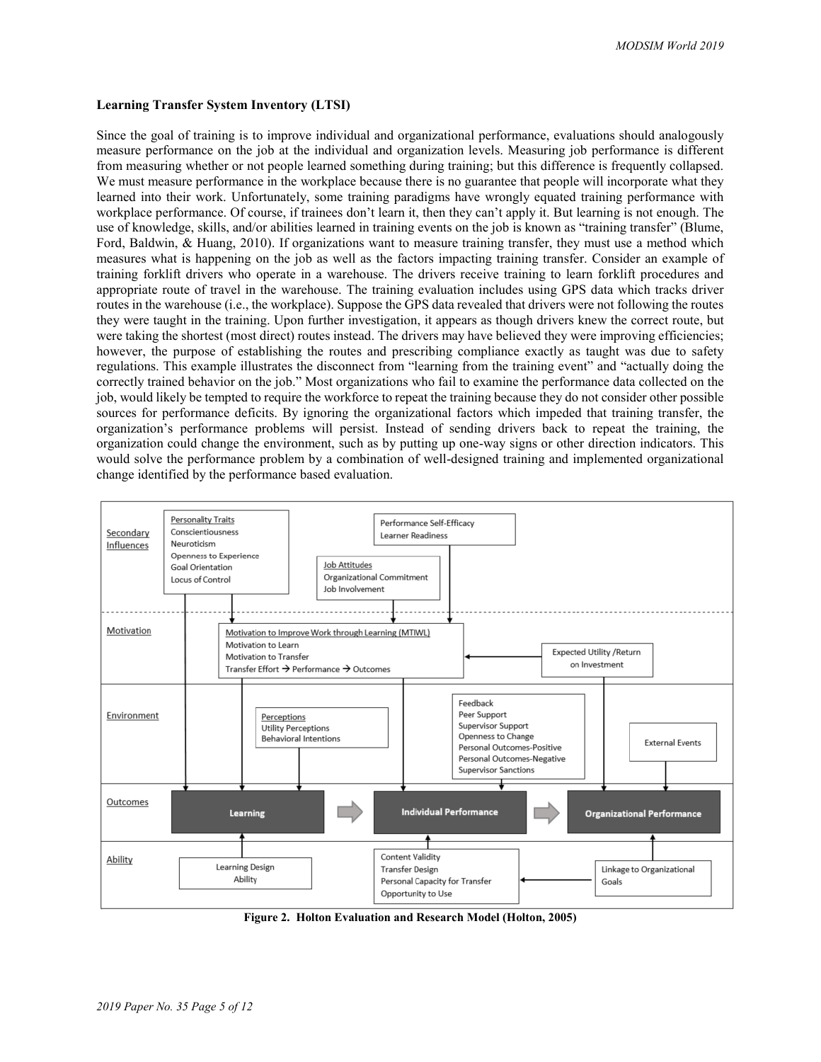### Learning Transfer System Inventory (LTSI)

Since the goal of training is to improve individual and organizational performance, evaluations should analogously measure performance on the job at the individual and organization levels. Measuring job performance is different from measuring whether or not people learned something during training; but this difference is frequently collapsed. We must measure performance in the workplace because there is no guarantee that people will incorporate what they learned into their work. Unfortunately, some training paradigms have wrongly equated training performance with workplace performance. Of course, if trainees don't learn it, then they can't apply it. But learning is not enough. The use of knowledge, skills, and/or abilities learned in training events on the job is known as "training transfer" (Blume, Ford, Baldwin, & Huang, 2010). If organizations want to measure training transfer, they must use a method which measures what is happening on the job as well as the factors impacting training transfer. Consider an example of training forklift drivers who operate in a warehouse. The drivers receive training to learn forklift procedures and appropriate route of travel in the warehouse. The training evaluation includes using GPS data which tracks driver routes in the warehouse (i.e., the workplace). Suppose the GPS data revealed that drivers were not following the routes they were taught in the training. Upon further investigation, it appears as though drivers knew the correct route, but were taking the shortest (most direct) routes instead. The drivers may have believed they were improving efficiencies; however, the purpose of establishing the routes and prescribing compliance exactly as taught was due to safety regulations. This example illustrates the disconnect from "learning from the training event" and "actually doing the correctly trained behavior on the job." Most organizations who fail to examine the performance data collected on the job, would likely be tempted to require the workforce to repeat the training because they do not consider other possible sources for performance deficits. By ignoring the organizational factors which impeded that training transfer, the organization's performance problems will persist. Instead of sending drivers back to repeat the training, the organization could change the environment, such as by putting up one-way signs or other direction indicators. This would solve the performance problem by a combination of well-designed training and implemented organizational change identified by the performance based evaluation.

**Figure 2. Holton Evaluation and Research Model (Holton, 2005)**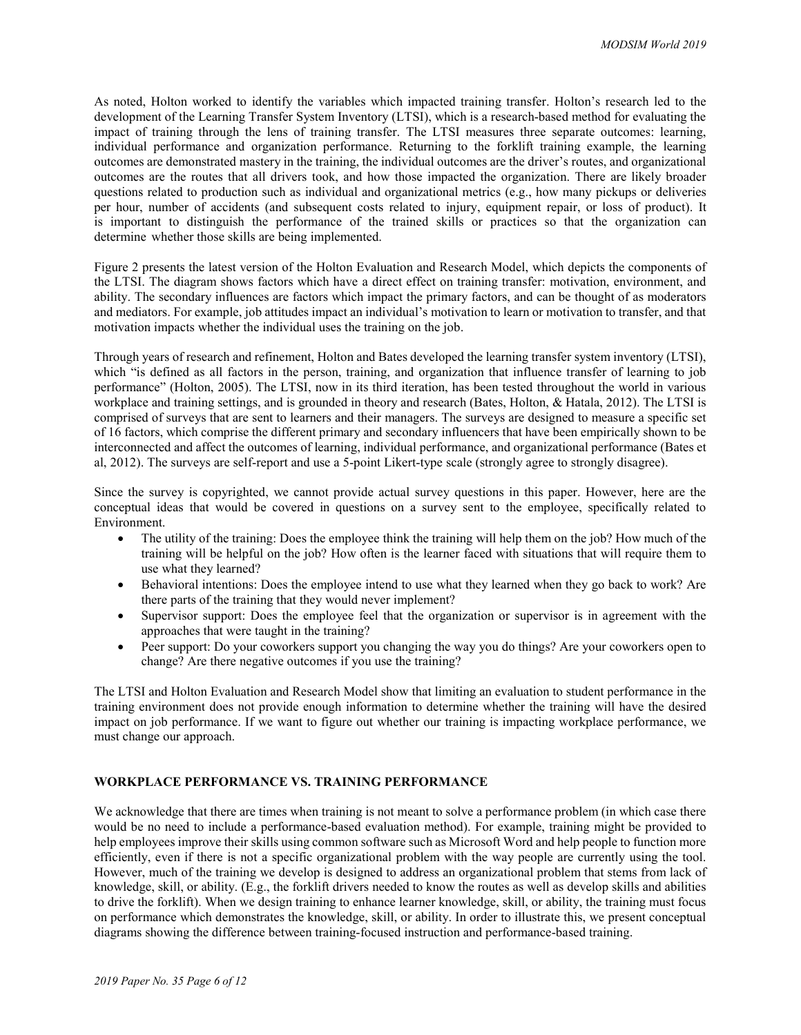As noted, Holton worked to identify the variables which impacted training transfer. Holton's research led to the development of the Learning Transfer System Inventory (LTSI), which is a research-based method for evaluating the impact of training through the lens of training transfer. The LTSI measures three separate outcomes: learning, individual performance and organization performance. Returning to the forklift training example, the learning outcomes are demonstrated mastery in the training, the individual outcomes are the driver's routes, and organizational outcomes are the routes that all drivers took, and how those impacted the organization. There are likely broader questions related to production such as individual and organizational metrics (e.g., how many pickups or deliveries per hour, number of accidents (and subsequent costs related to injury, equipment repair, or loss of product). It is important to distinguish the performance of the trained skills or practices so that the organization can determine whether those skills are being implemented.

Figure 2 presents the latest version of the Holton Evaluation and Research Model, which depicts the components of the LTSI. The diagram shows factors which have a direct effect on training transfer: motivation, environment, and ability. The secondary influences are factors which impact the primary factors, and can be thought of as moderators and mediators. For example, job attitudes impact an individual's motivation to learn or motivation to transfer, and that motivation impacts whether the individual uses the training on the job.

Through years of research and refinement, Holton and Bates developed the learning transfer system inventory (LTSI), which "is defined as all factors in the person, training, and organization that influence transfer of learning to job performance" (Holton, 2005). The LTSI, now in its third iteration, has been tested throughout the world in various workplace and training settings, and is grounded in theory and research (Bates, Holton, & Hatala, 2012). The LTSI is comprised of surveys that are sent to learners and their managers. The surveys are designed to measure a specific set of 16 factors, which comprise the different primary and secondary influencers that have been empirically shown to be interconnected and affect the outcomes of learning, individual performance, and organizational performance (Bates et al, 2012). The surveys are self-report and use a 5-point Likert-type scale (strongly agree to strongly disagree).

Since the survey is copyrighted, we cannot provide actual survey questions in this paper. However, here are the conceptual ideas that would be covered in questions on a survey sent to the employee, specifically related to Environment.

- The utility of the training: Does the employee think the training will help them on the job? How much of the training will be helpful on the job? How often is the learner faced with situations that will require them to use what they learned?
- Behavioral intentions: Does the employee intend to use what they learned when they go back to work? Are there parts of the training that they would never implement?
- Supervisor support: Does the employee feel that the organization or supervisor is in agreement with the approaches that were taught in the training?
- Peer support: Do your coworkers support you changing the way you do things? Are your coworkers open to change? Are there negative outcomes if you use the training?

The LTSI and Holton Evaluation and Research Model show that limiting an evaluation to student performance in the training environment does not provide enough information to determine whether the training will have the desired impact on job performance. If we want to figure out whether our training is impacting workplace performance, we must change our approach.

## WORKPLACE PERFORMANCE VS. TRAINING PERFORMANCE

We acknowledge that there are times when training is not meant to solve a performance problem (in which case there would be no need to include a performance-based evaluation method). For example, training might be provided to help employees improve their skills using common software such as Microsoft Word and help people to function more efficiently, even if there is not a specific organizational problem with the way people are currently using the tool. However, much of the training we develop is designed to address an organizational problem that stems from lack of knowledge, skill, or ability. (E.g., the forklift drivers needed to know the routes as well as develop skills and abilities to drive the forklift). When we design training to enhance learner knowledge, skill, or ability, the training must focus on performance which demonstrates the knowledge, skill, or ability. In order to illustrate this, we present conceptual diagrams showing the difference between training-focused instruction and performance-based training.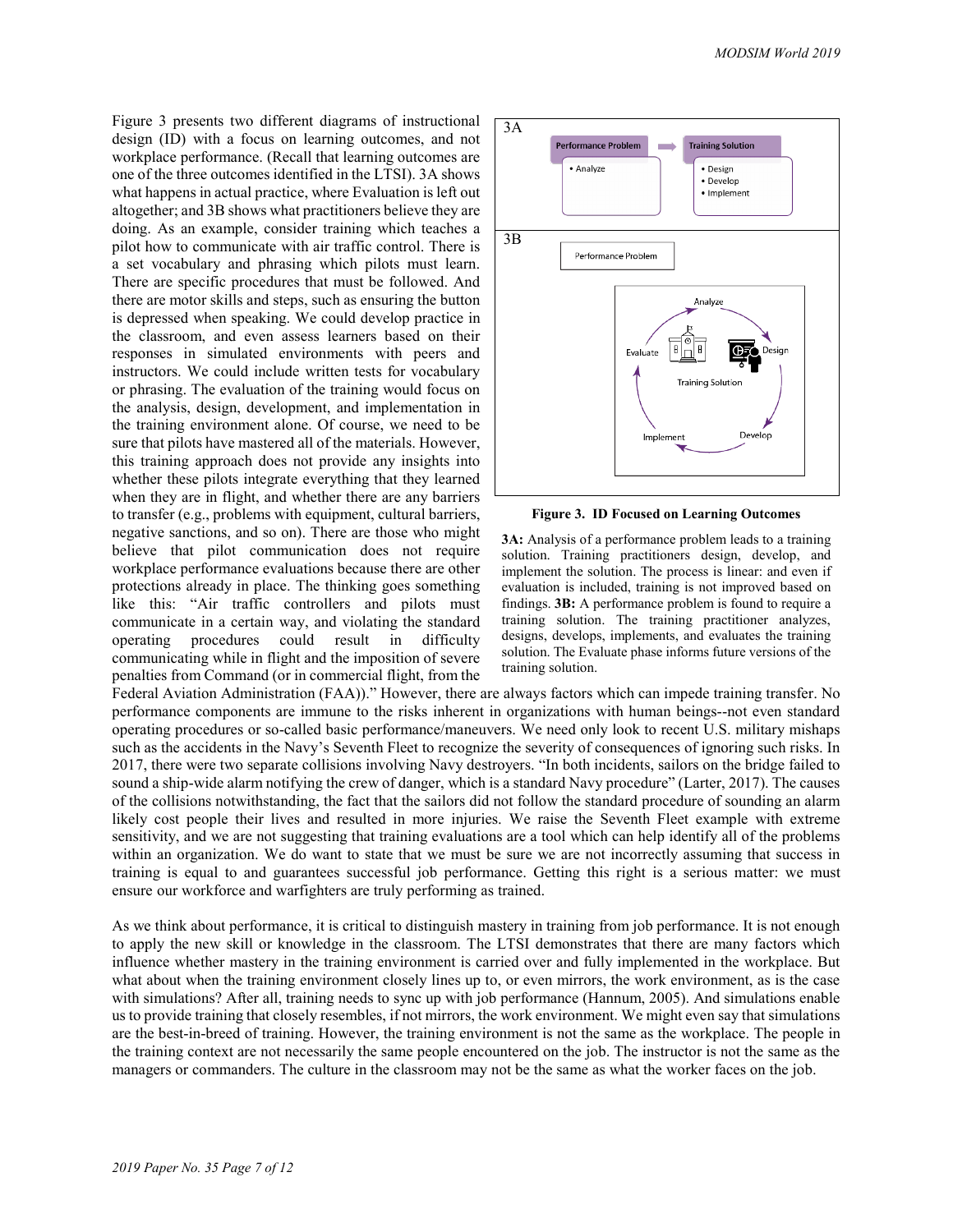Figure 3 presents two different diagrams of instructional design (ID) with a focus on learning outcomes, and not workplace performance. (Recall that learning outcomes are one of the three outcomes identified in the LTSI). 3A shows what happens in actual practice, where Evaluation is left out altogether; and 3B shows what practitioners believe they are doing. As an example, consider training which teaches a pilot how to communicate with air traffic control. There is a set vocabulary and phrasing which pilots must learn. There are specific procedures that must be followed. And there are motor skills and steps, such as ensuring the button is depressed when speaking. We could develop practice in the classroom, and even assess learners based on their responses in simulated environments with peers and instructors. We could include written tests for vocabulary or phrasing. The evaluation of the training would focus on the analysis, design, development, and implementation in the training environment alone. Of course, we need to be sure that pilots have mastered all of the materials. However, this training approach does not provide any insights into whether these pilots integrate everything that they learned when they are in flight, and whether there are any barriers to transfer (e.g., problems with equipment, cultural barriers, negative sanctions, and so on). There are those who might believe that pilot communication does not require workplace performance evaluations because there are other protections already in place. The thinking goes something like this: "Air traffic controllers and pilots must communicate in a certain way, and violating the standard operating procedures could result in difficulty communicating while in flight and the imposition of severe penalties from Command (or in commercial flight, from the Federal Aviation Administration (FAA))." However, there are always factors which can impede training transfer. No performance components are immune to the risks inherent in organizations with human beings--not even standard operating procedures or so-called basic performance/maneuvers. We need only look to recent U.S. military mishaps such as the accidents in the Navy's Seventh Fleet to recognize the severity of consequences of ignoring such risks. In 2017, there were two separate collisions involving Navy destroyers. "In both incidents, sailors on the bridge failed to sound a ship-wide alarm notifying the crew of danger, which is a standard Navy procedure" (Larter, 2017). The causes of the collisions notwithstanding, the fact that the sailors did not follow the standard procedure of sounding an alarm likely cost people their lives and resulted in more injuries. We raise the Seventh Fleet example with extreme sensitivity, and we are not suggesting that training evaluations are a tool which can help identify all of the problems within an organization. We do want to state that we must be sure we are not incorrectly assuming that success in training is equal to and guarantees successful job performance. Getting this right is a serious matter: we must ensure our workforce and warfighters are truly performing as trained.

**Figure 3. ID Focused on Learning Outcomes**

**3A:** Analysis of a performance problem leads to a training solution. Training practitioners design, develop, and implement the solution. The process is linear: and even if evaluation is included, training is not improved based on findings. **3B:** A performance problem is found to require a training solution. The training practitioner analyzes, designs, develops, implements, and evaluates the training solution. The Evaluate phase informs future versions of the training solution.

As we think about performance, it is critical to distinguish mastery in training from job performance. It is not enough to apply the new skill or knowledge in the classroom. The LTSI demonstrates that there are many factors which influence whether mastery in the training environment is carried over and fully implemented in the workplace. But what about when the training environment closely lines up to, or even mirrors, the work environment, as is the case with simulations? After all, training needs to sync up with job performance (Hannum, 2005). And simulations enable us to provide training that closely resembles, if not mirrors, the work environment. We might even say that simulations are the best-in-breed of training. However, the training environment is not the same as the workplace. The people in the training context are not necessarily the same people encountered on the job. The instructor is not the same as the managers or commanders. The culture in the classroom may not be the same as what the worker faces on the job.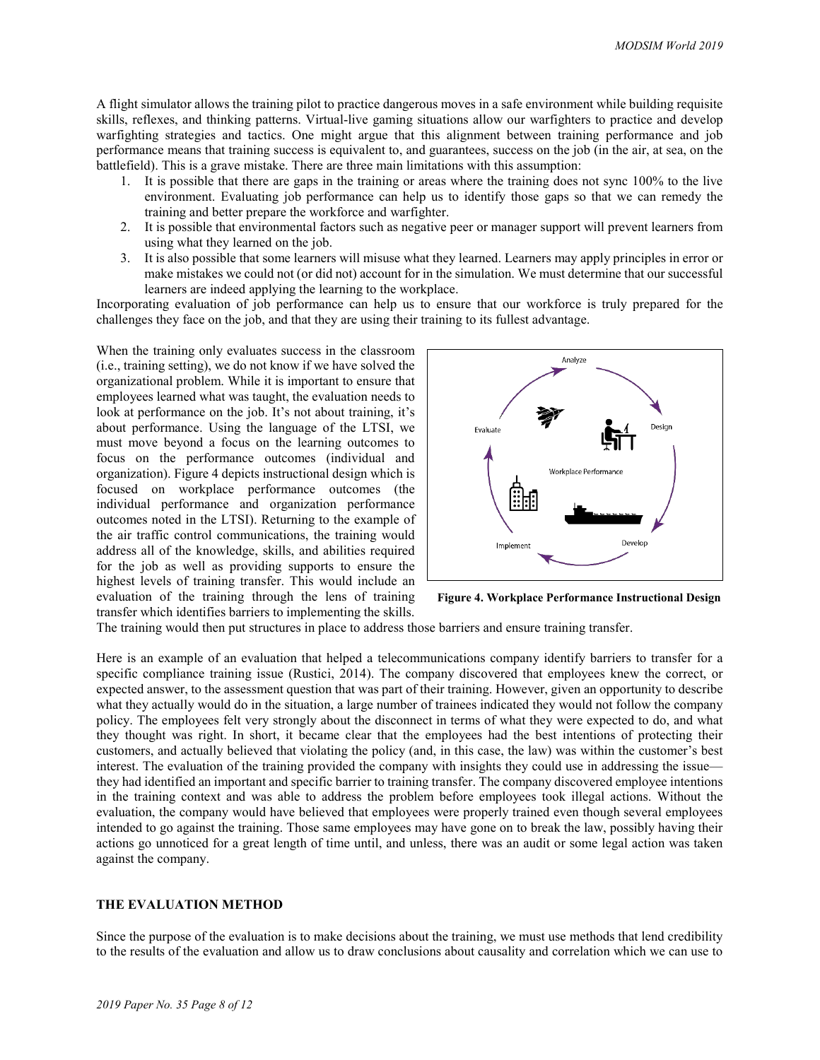A flight simulator allows the training pilot to practice dangerous moves in a safe environment while building requisite skills, reflexes, and thinking patterns. Virtual-live gaming situations allow our warfighters to practice and develop warfighting strategies and tactics. One might argue that this alignment between training performance and job performance means that training success is equivalent to, and guarantees, success on the job (in the air, at sea, on the battlefield). This is a grave mistake. There are three main limitations with this assumption:

1. It is possible that there are gaps in the training or areas where the training does not sync 100% to the live environment. Evaluating job performance can help us to identify those gaps so that we can remedy the training and better prepare the workforce and warfighter.
2. It is possible that environmental factors such as negative peer or manager support will prevent learners from using what they learned on the job.
3. It is also possible that some learners will misuse what they learned. Learners may apply principles in error or make mistakes we could not (or did not) account for in the simulation. We must determine that our successful learners are indeed applying the learning to the workplace.

Incorporating evaluation of job performance can help us to ensure that our workforce is truly prepared for the challenges they face on the job, and that they are using their training to its fullest advantage.

When the training only evaluates success in the classroom (i.e., training setting), we do not know if we have solved the organizational problem. While it is important to ensure that employees learned what was taught, the evaluation needs to look at performance on the job. It's not about training, it's about performance. Using the language of the LTSI, we must move beyond a focus on the learning outcomes to focus on the performance outcomes (individual and organization). Figure 4 depicts instructional design which is focused on workplace performance outcomes (the individual performance and organization performance outcomes noted in the LTSI). Returning to the example of the air traffic control communications, the training would address all of the knowledge, skills, and abilities required for the job as well as providing supports to ensure the highest levels of training transfer. This would include an evaluation of the training through the lens of training transfer which identifies barriers to implementing the skills. The training would then put structures in place to address those barriers and ensure training transfer.

Analyze

Design

Develop

Implement

Evaluate

Workplace Performance

**Figure 4. Workplace Performance Instructional Design**

Here is an example of an evaluation that helped a telecommunications company identify barriers to transfer for a specific compliance training issue (Rustici, 2014). The company discovered that employees knew the correct, or expected answer, to the assessment question that was part of their training. However, given an opportunity to describe what they actually would do in the situation, a large number of trainees indicated they would not follow the company policy. The employees felt very strongly about the disconnect in terms of what they were expected to do, and what they thought was right. In short, it became clear that the employees had the best intentions of protecting their customers, and actually believed that violating the policy (and, in this case, the law) was within the customer's best interest. The evaluation of the training provided the company with insights they could use in addressing the issue—they had identified an important and specific barrier to training transfer. The company discovered employee intentions in the training context and was able to address the problem before employees took illegal actions. Without the evaluation, the company would have believed that employees were properly trained even though several employees intended to go against the training. Those same employees may have gone on to break the law, possibly having their actions go unnoticed for a great length of time until, and unless, there was an audit or some legal action was taken against the company.

## THE EVALUATION METHOD

Since the purpose of the evaluation is to make decisions about the training, we must use methods that lend credibility to the results of the evaluation and allow us to draw conclusions about causality and correlation which we can use to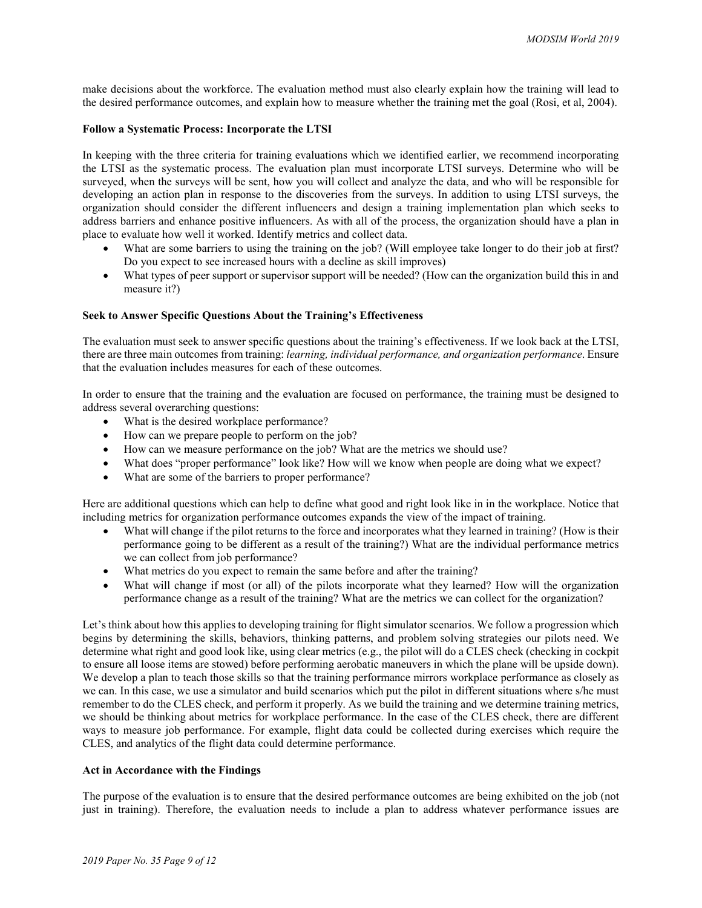make decisions about the workforce. The evaluation method must also clearly explain how the training will lead to the desired performance outcomes, and explain how to measure whether the training met the goal (Rosi, et al, 2004).

**Follow a Systematic Process: Incorporate the LTSI**

In keeping with the three criteria for training evaluations which we identified earlier, we recommend incorporating the LTSI as the systematic process. The evaluation plan must incorporate LTSI surveys. Determine who will be surveyed, when the surveys will be sent, how you will collect and analyze the data, and who will be responsible for developing an action plan in response to the discoveries from the surveys. In addition to using LTSI surveys, the organization should consider the different influencers and design a training implementation plan which seeks to address barriers and enhance positive influencers. As with all of the process, the organization should have a plan in place to evaluate how well it worked. Identify metrics and collect data.

- What are some barriers to using the training on the job? (Will employee take longer to do their job at first? Do you expect to see increased hours with a decline as skill improves)
- What types of peer support or supervisor support will be needed? (How can the organization build this in and measure it?)

**Seek to Answer Specific Questions About the Training's Effectiveness**

The evaluation must seek to answer specific questions about the training's effectiveness. If we look back at the LTSI, there are three main outcomes from training: *learning, individual performance, and organization performance*. Ensure that the evaluation includes measures for each of these outcomes.

In order to ensure that the training and the evaluation are focused on performance, the training must be designed to address several overarching questions:

- What is the desired workplace performance?
- How can we prepare people to perform on the job?
- How can we measure performance on the job? What are the metrics we should use?
- What does "proper performance" look like? How will we know when people are doing what we expect?
- What are some of the barriers to proper performance?

Here are additional questions which can help to define what good and right look like in in the workplace. Notice that including metrics for organization performance outcomes expands the view of the impact of training.

- What will change if the pilot returns to the force and incorporates what they learned in training? (How is their performance going to be different as a result of the training?) What are the individual performance metrics we can collect from job performance?
- What metrics do you expect to remain the same before and after the training?
- What will change if most (or all) of the pilots incorporate what they learned? How will the organization performance change as a result of the training? What are the metrics we can collect for the organization?

Let's think about how this applies to developing training for flight simulator scenarios. We follow a progression which begins by determining the skills, behaviors, thinking patterns, and problem solving strategies our pilots need. We determine what right and good look like, using clear metrics (e.g., the pilot will do a CLES check (checking in cockpit to ensure all loose items are stowed) before performing aerobatic maneuvers in which the plane will be upside down). We develop a plan to teach those skills so that the training performance mirrors workplace performance as closely as we can. In this case, we use a simulator and build scenarios which put the pilot in different situations where s/he must remember to do the CLES check, and perform it properly. As we build the training and we determine training metrics, we should be thinking about metrics for workplace performance. In the case of the CLES check, there are different ways to measure job performance. For example, flight data could be collected during exercises which require the CLES, and analytics of the flight data could determine performance.

**Act in Accordance with the Findings**

The purpose of the evaluation is to ensure that the desired performance outcomes are being exhibited on the job (not just in training). Therefore, the evaluation needs to include a plan to address whatever performance issues are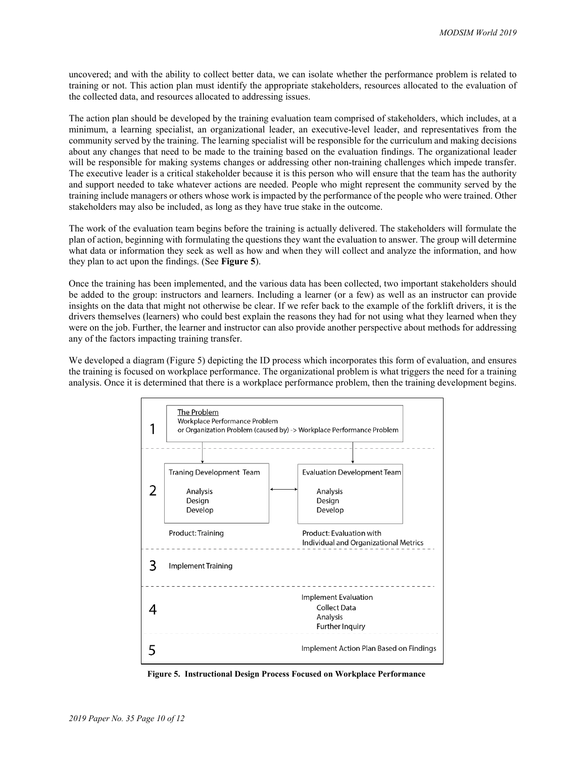uncovered; and with the ability to collect better data, we can isolate whether the performance problem is related to training or not. This action plan must identify the appropriate stakeholders, resources allocated to the evaluation of the collected data, and resources allocated to addressing issues.

The action plan should be developed by the training evaluation team comprised of stakeholders, which includes, at a minimum, a learning specialist, an organizational leader, an executive-level leader, and representatives from the community served by the training. The learning specialist will be responsible for the curriculum and making decisions about any changes that need to be made to the training based on the evaluation findings. The organizational leader will be responsible for making systems changes or addressing other non-training challenges which impede transfer. The executive leader is a critical stakeholder because it is this person who will ensure that the team has the authority and support needed to take whatever actions are needed. People who might represent the community served by the training include managers or others whose work is impacted by the performance of the people who were trained. Other stakeholders may also be included, as long as they have true stake in the outcome.

The work of the evaluation team begins before the training is actually delivered. The stakeholders will formulate the plan of action, beginning with formulating the questions they want the evaluation to answer. The group will determine what data or information they seek as well as how and when they will collect and analyze the information, and how they plan to act upon the findings. (See **Figure 5**).

Once the training has been implemented, and the various data has been collected, two important stakeholders should be added to the group: instructors and learners. Including a learner (or a few) as well as an instructor can provide insights on the data that might not otherwise be clear. If we refer back to the example of the forklift drivers, it is the drivers themselves (learners) who could best explain the reasons they had for not using what they learned when they were on the job. Further, the learner and instructor can also provide another perspective about methods for addressing any of the factors impacting training transfer.

We developed a diagram (Figure 5) depicting the ID process which incorporates this form of evaluation, and ensures the training is focused on workplace performance. The organizational problem is what triggers the need for a training analysis. Once it is determined that there is a workplace performance problem, then the training development begins.

| Step | | |
|---|---|---|
| 1 | **The Problem**<br>Workplace Performance Problem<br>or Organization Problem (caused by) -> Workplace Performance Problem | |
| 2 | Traning Development Team<br>Analysis<br>Design<br>Develop<br><br>Product: Training | Evaluation Development Team<br>Analysis<br>Design<br>Develop<br><br>Product: Evaluation with Individual and Organizational Metrics |
| 3 | Implement Training | |
| 4 | | Implement Evaluation<br>Collect Data<br>Analysis<br>Further Inquiry |
| 5 | | Implement Action Plan Based on Findings |

**Figure 5. Instructional Design Process Focused on Workplace Performance**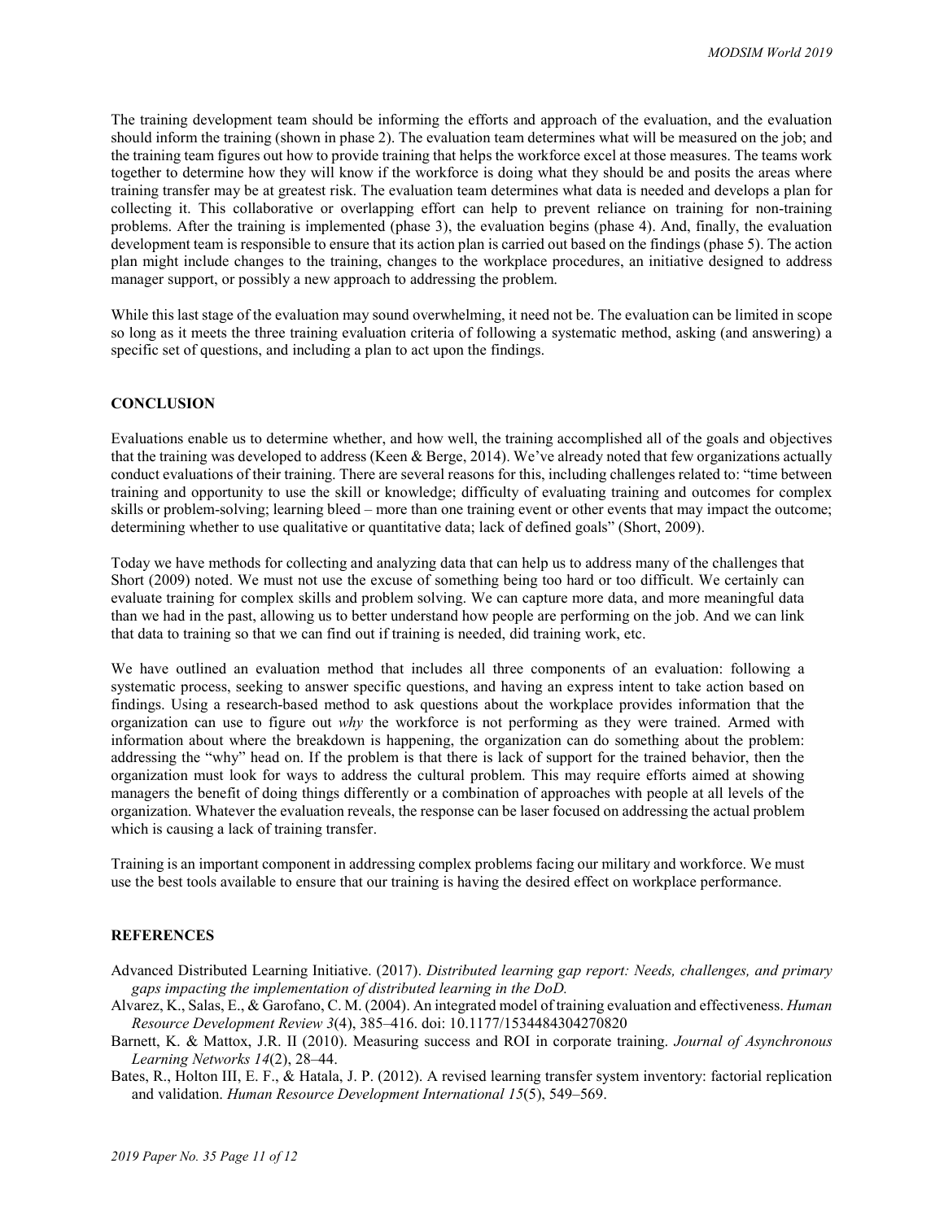The training development team should be informing the efforts and approach of the evaluation, and the evaluation should inform the training (shown in phase 2). The evaluation team determines what will be measured on the job; and the training team figures out how to provide training that helps the workforce excel at those measures. The teams work together to determine how they will know if the workforce is doing what they should be and posits the areas where training transfer may be at greatest risk. The evaluation team determines what data is needed and develops a plan for collecting it. This collaborative or overlapping effort can help to prevent reliance on training for non-training problems. After the training is implemented (phase 3), the evaluation begins (phase 4). And, finally, the evaluation development team is responsible to ensure that its action plan is carried out based on the findings (phase 5). The action plan might include changes to the training, changes to the workplace procedures, an initiative designed to address manager support, or possibly a new approach to addressing the problem.

While this last stage of the evaluation may sound overwhelming, it need not be. The evaluation can be limited in scope so long as it meets the three training evaluation criteria of following a systematic method, asking (and answering) a specific set of questions, and including a plan to act upon the findings.

## CONCLUSION

Evaluations enable us to determine whether, and how well, the training accomplished all of the goals and objectives that the training was developed to address (Keen & Berge, 2014). We've already noted that few organizations actually conduct evaluations of their training. There are several reasons for this, including challenges related to: "time between training and opportunity to use the skill or knowledge; difficulty of evaluating training and outcomes for complex skills or problem-solving; learning bleed – more than one training event or other events that may impact the outcome; determining whether to use qualitative or quantitative data; lack of defined goals" (Short, 2009).

Today we have methods for collecting and analyzing data that can help us to address many of the challenges that Short (2009) noted. We must not use the excuse of something being too hard or too difficult. We certainly can evaluate training for complex skills and problem solving. We can capture more data, and more meaningful data than we had in the past, allowing us to better understand how people are performing on the job. And we can link that data to training so that we can find out if training is needed, did training work, etc.

We have outlined an evaluation method that includes all three components of an evaluation: following a systematic process, seeking to answer specific questions, and having an express intent to take action based on findings. Using a research-based method to ask questions about the workplace provides information that the organization can use to figure out *why* the workforce is not performing as they were trained. Armed with information about where the breakdown is happening, the organization can do something about the problem: addressing the "why" head on. If the problem is that there is lack of support for the trained behavior, then the organization must look for ways to address the cultural problem. This may require efforts aimed at showing managers the benefit of doing things differently or a combination of approaches with people at all levels of the organization. Whatever the evaluation reveals, the response can be laser focused on addressing the actual problem which is causing a lack of training transfer.

Training is an important component in addressing complex problems facing our military and workforce. We must use the best tools available to ensure that our training is having the desired effect on workplace performance.

## REFERENCES

Advanced Distributed Learning Initiative. (2017). *Distributed learning gap report: Needs, challenges, and primary gaps impacting the implementation of distributed learning in the DoD.*

Alvarez, K., Salas, E., & Garofano, C. M. (2004). An integrated model of training evaluation and effectiveness. *Human Resource Development Review 3*(4), 385–416. doi: 10.1177/1534484304270820

Barnett, K. & Mattox, J.R. II (2010). Measuring success and ROI in corporate training. *Journal of Asynchronous Learning Networks 14*(2), 28–44.

Bates, R., Holton III, E. F., & Hatala, J. P. (2012). A revised learning transfer system inventory: factorial replication and validation. *Human Resource Development International 15*(5), 549–569.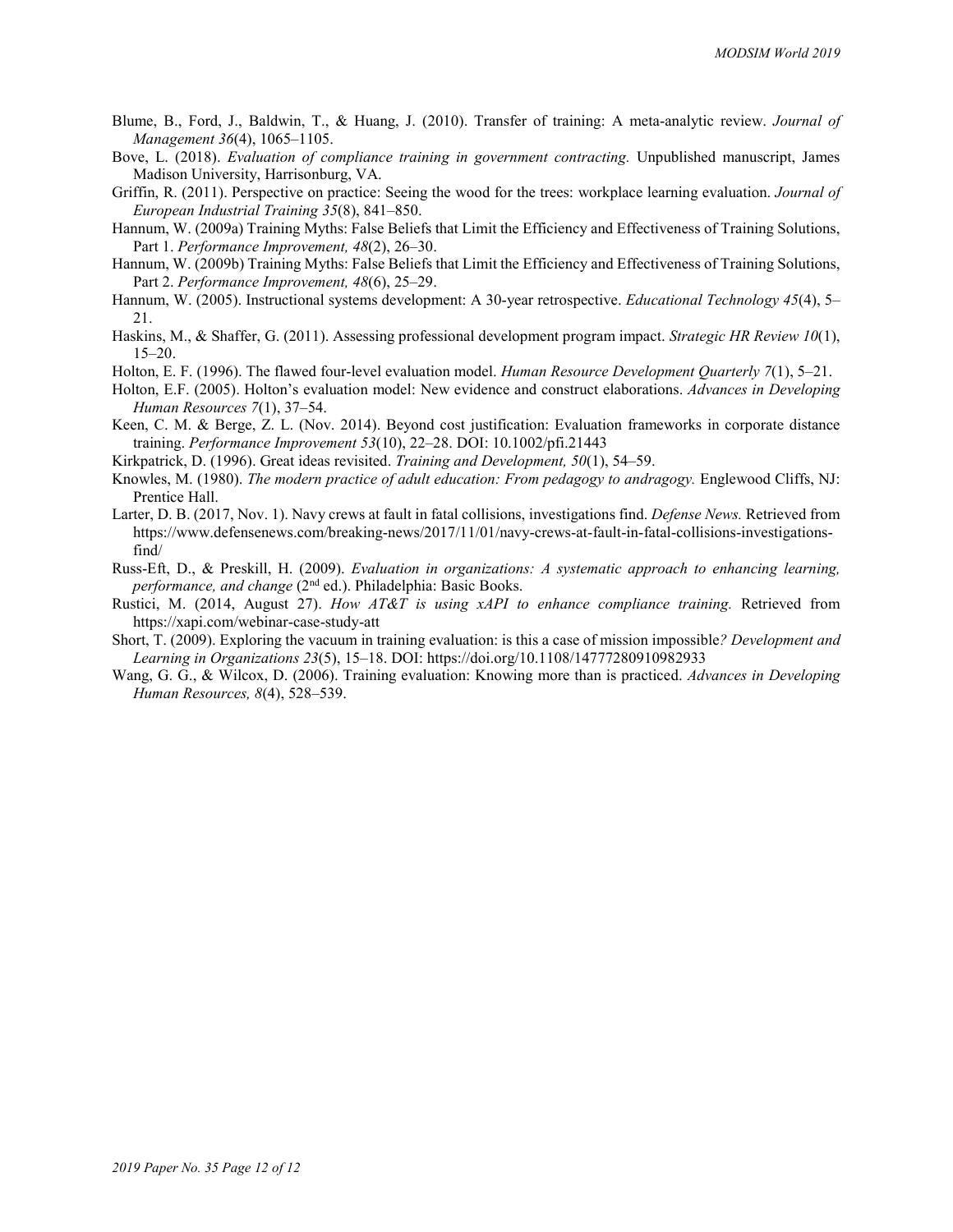Blume, B., Ford, J., Baldwin, T., & Huang, J. (2010). Transfer of training: A meta-analytic review. *Journal of Management 36*(4), 1065–1105.

Bove, L. (2018). *Evaluation of compliance training in government contracting.* Unpublished manuscript, James Madison University, Harrisonburg, VA.

Griffin, R. (2011). Perspective on practice: Seeing the wood for the trees: workplace learning evaluation. *Journal of European Industrial Training 35*(8), 841–850.

Hannum, W. (2009a) Training Myths: False Beliefs that Limit the Efficiency and Effectiveness of Training Solutions, Part 1. *Performance Improvement, 48*(2), 26–30.

Hannum, W. (2009b) Training Myths: False Beliefs that Limit the Efficiency and Effectiveness of Training Solutions, Part 2. *Performance Improvement, 48*(6), 25–29.

Hannum, W. (2005). Instructional systems development: A 30-year retrospective. *Educational Technology 45*(4), 5–21.

Haskins, M., & Shaffer, G. (2011). Assessing professional development program impact. *Strategic HR Review 10*(1), 15–20.

Holton, E. F. (1996). The flawed four-level evaluation model. *Human Resource Development Quarterly 7*(1), 5–21.

Holton, E.F. (2005). Holton's evaluation model: New evidence and construct elaborations. *Advances in Developing Human Resources 7*(1), 37–54.

Keen, C. M. & Berge, Z. L. (Nov. 2014). Beyond cost justification: Evaluation frameworks in corporate distance training. *Performance Improvement 53*(10), 22–28. DOI: 10.1002/pfi.21443

Kirkpatrick, D. (1996). Great ideas revisited. *Training and Development, 50*(1), 54–59.

Knowles, M. (1980). *The modern practice of adult education: From pedagogy to andragogy.* Englewood Cliffs, NJ: Prentice Hall.

Larter, D. B. (2017, Nov. 1). Navy crews at fault in fatal collisions, investigations find. *Defense News.* Retrieved from https://www.defensenews.com/breaking-news/2017/11/01/navy-crews-at-fault-in-fatal-collisions-investigations-find/

Russ-Eft, D., & Preskill, H. (2009). *Evaluation in organizations: A systematic approach to enhancing learning, performance, and change* (2nd ed.). Philadelphia: Basic Books.

Rustici, M. (2014, August 27). *How AT&T is using xAPI to enhance compliance training.* Retrieved from https://xapi.com/webinar-case-study-att

Short, T. (2009). Exploring the vacuum in training evaluation: is this a case of mission impossible*? Development and Learning in Organizations 23*(5), 15–18. DOI: https://doi.org/10.1108/14777280910982933

Wang, G. G., & Wilcox, D. (2006). Training evaluation: Knowing more than is practiced. *Advances in Developing Human Resources, 8*(4), 528–539.